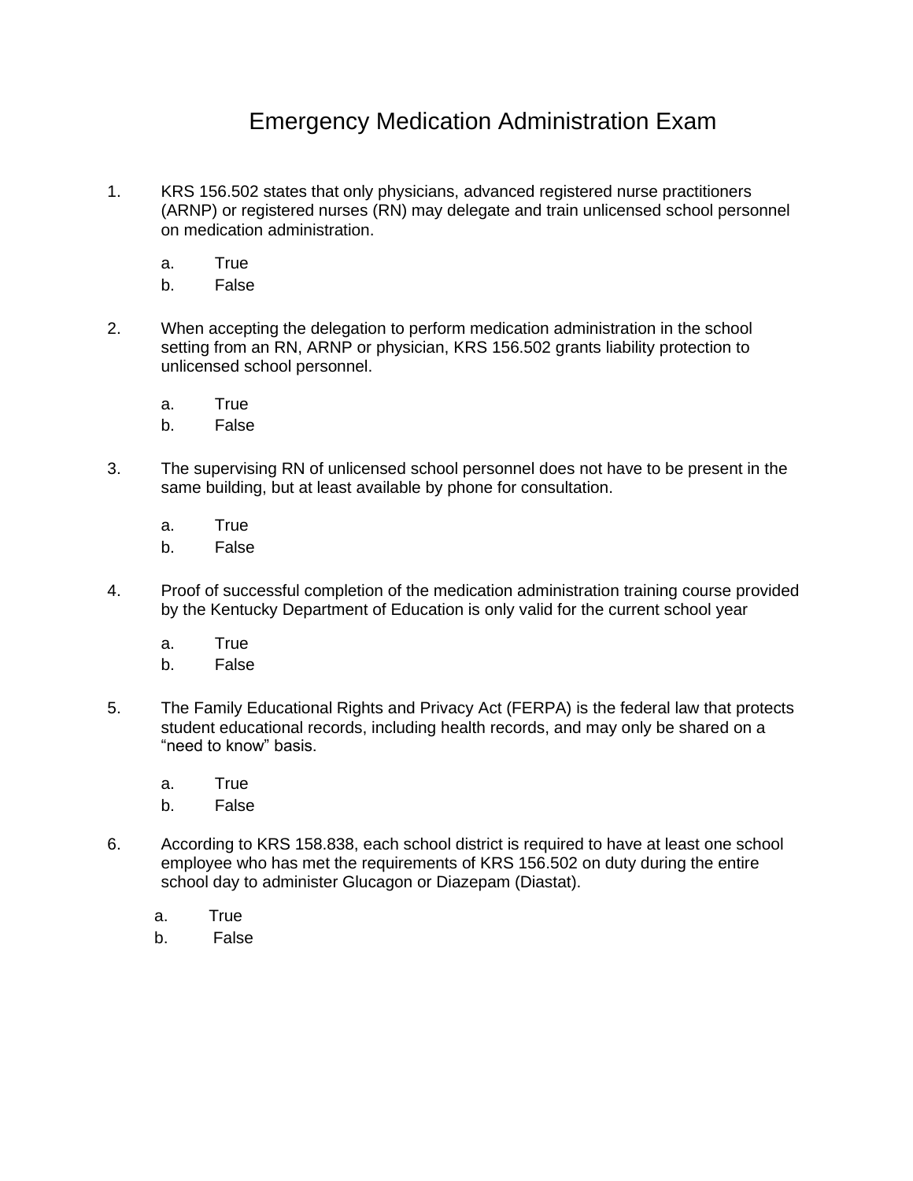# Emergency Medication Administration Exam

1. KRS 156.502 states that only physicians, advanced registered nurse practitioners (ARNP) or registered nurses (RN) may delegate and train unlicensed school personnel on medication administration.

    a. True
    b. False

2. When accepting the delegation to perform medication administration in the school setting from an RN, ARNP or physician, KRS 156.502 grants liability protection to unlicensed school personnel.

    a. True
    b. False

3. The supervising RN of unlicensed school personnel does not have to be present in the same building, but at least available by phone for consultation.

    a. True
    b. False

4. Proof of successful completion of the medication administration training course provided by the Kentucky Department of Education is only valid for the current school year

    a. True
    b. False

5. The Family Educational Rights and Privacy Act (FERPA) is the federal law that protects student educational records, including health records, and may only be shared on a "need to know" basis.

    a. True
    b. False

6. According to KRS 158.838, each school district is required to have at least one school employee who has met the requirements of KRS 156.502 on duty during the entire school day to administer Glucagon or Diazepam (Diastat).

    a. True
    b. False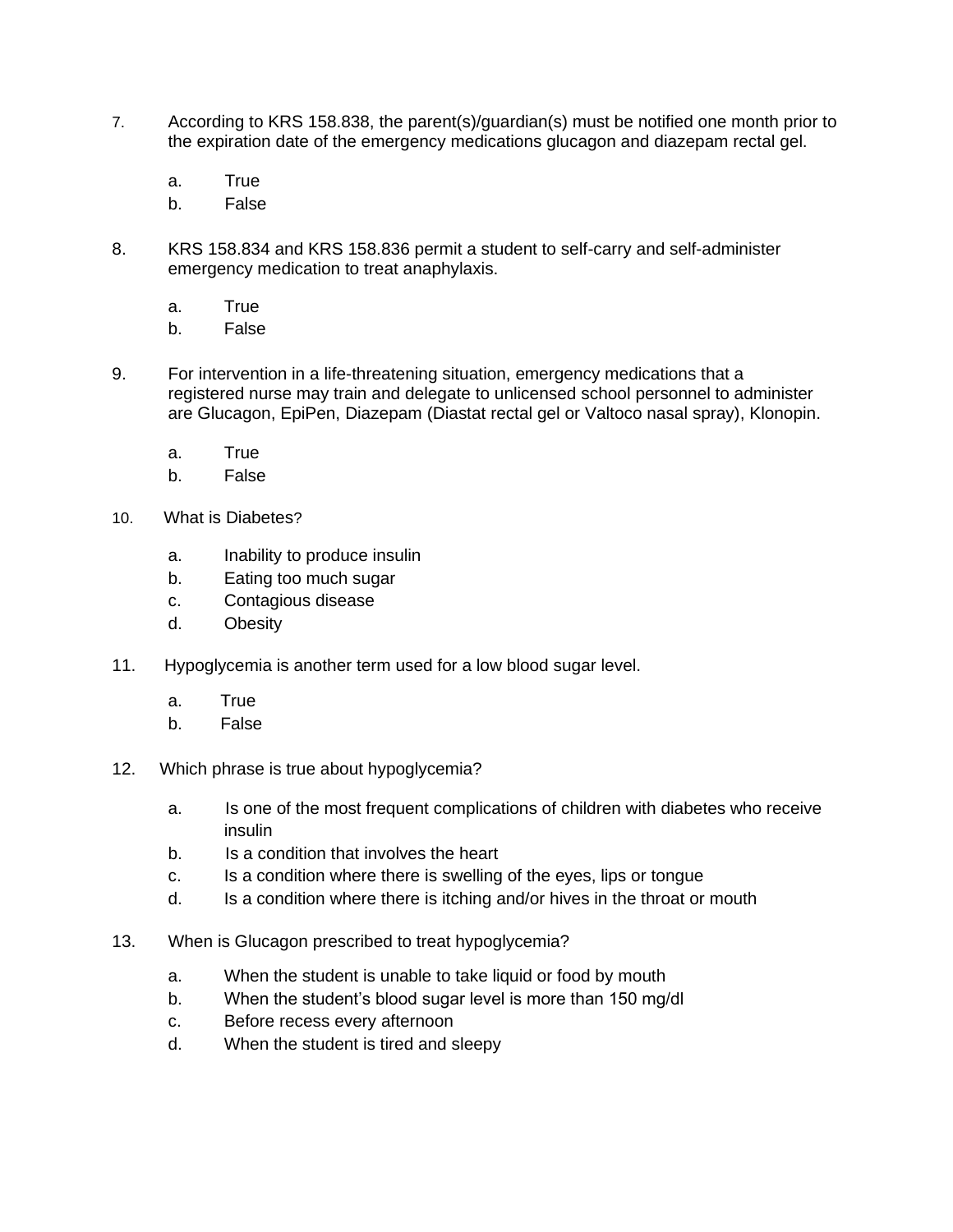7. According to KRS 158.838, the parent(s)/guardian(s) must be notified one month prior to the expiration date of the emergency medications glucagon and diazepam rectal gel.

   a. True
   b. False

8. KRS 158.834 and KRS 158.836 permit a student to self-carry and self-administer emergency medication to treat anaphylaxis.

   a. True
   b. False

9. For intervention in a life-threatening situation, emergency medications that a registered nurse may train and delegate to unlicensed school personnel to administer are Glucagon, EpiPen, Diazepam (Diastat rectal gel or Valtoco nasal spray), Klonopin.

   a. True
   b. False

10. What is Diabetes?

    a. Inability to produce insulin
    b. Eating too much sugar
    c. Contagious disease
    d. Obesity

11. Hypoglycemia is another term used for a low blood sugar level.

    a. True
    b. False

12. Which phrase is true about hypoglycemia?

    a. Is one of the most frequent complications of children with diabetes who receive insulin
    b. Is a condition that involves the heart
    c. Is a condition where there is swelling of the eyes, lips or tongue
    d. Is a condition where there is itching and/or hives in the throat or mouth

13. When is Glucagon prescribed to treat hypoglycemia?

    a. When the student is unable to take liquid or food by mouth
    b. When the student's blood sugar level is more than 150 mg/dl
    c. Before recess every afternoon
    d. When the student is tired and sleepy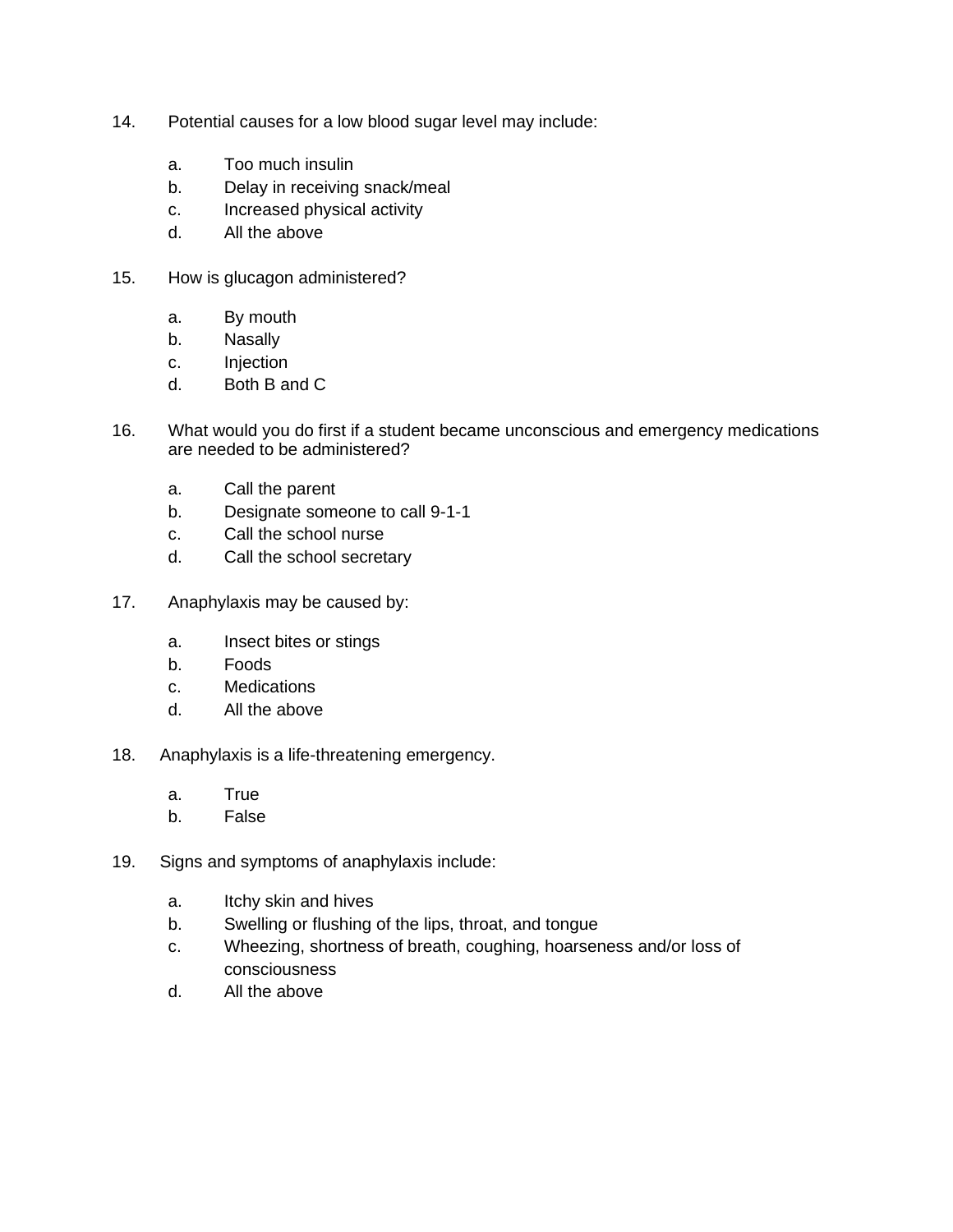14. Potential causes for a low blood sugar level may include:

    a. Too much insulin
    b. Delay in receiving snack/meal
    c. Increased physical activity
    d. All the above

15. How is glucagon administered?

    a. By mouth
    b. Nasally
    c. Injection
    d. Both B and C

16. What would you do first if a student became unconscious and emergency medications are needed to be administered?

    a. Call the parent
    b. Designate someone to call 9-1-1
    c. Call the school nurse
    d. Call the school secretary

17. Anaphylaxis may be caused by:

    a. Insect bites or stings
    b. Foods
    c. Medications
    d. All the above

18. Anaphylaxis is a life-threatening emergency.

    a. True
    b. False

19. Signs and symptoms of anaphylaxis include:

    a. Itchy skin and hives
    b. Swelling or flushing of the lips, throat, and tongue
    c. Wheezing, shortness of breath, coughing, hoarseness and/or loss of consciousness
    d. All the above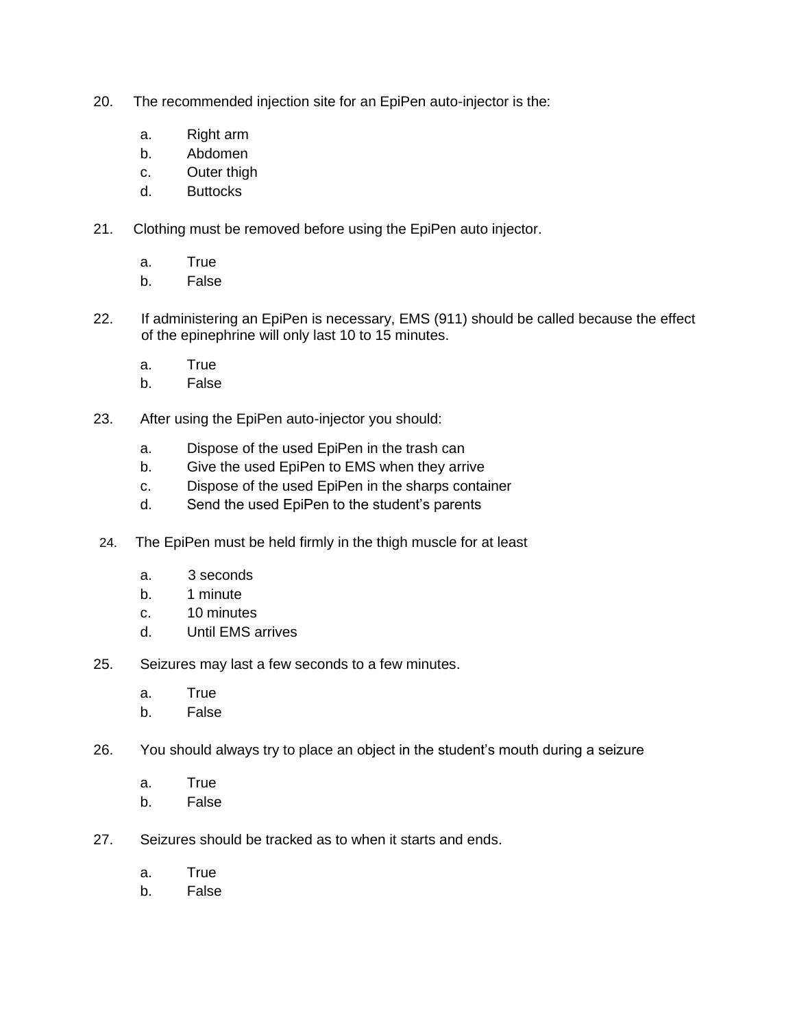20. The recommended injection site for an EpiPen auto-injector is the:

    a. Right arm
    b. Abdomen
    c. Outer thigh
    d. Buttocks

21. Clothing must be removed before using the EpiPen auto injector.

    a. True
    b. False

22. If administering an EpiPen is necessary, EMS (911) should be called because the effect of the epinephrine will only last 10 to 15 minutes.

    a. True
    b. False

23. After using the EpiPen auto-injector you should:

    a. Dispose of the used EpiPen in the trash can
    b. Give the used EpiPen to EMS when they arrive
    c. Dispose of the used EpiPen in the sharps container
    d. Send the used EpiPen to the student's parents

24. The EpiPen must be held firmly in the thigh muscle for at least

    a. 3 seconds
    b. 1 minute
    c. 10 minutes
    d. Until EMS arrives

25. Seizures may last a few seconds to a few minutes.

    a. True
    b. False

26. You should always try to place an object in the student's mouth during a seizure

    a. True
    b. False

27. Seizures should be tracked as to when it starts and ends.

    a. True
    b. False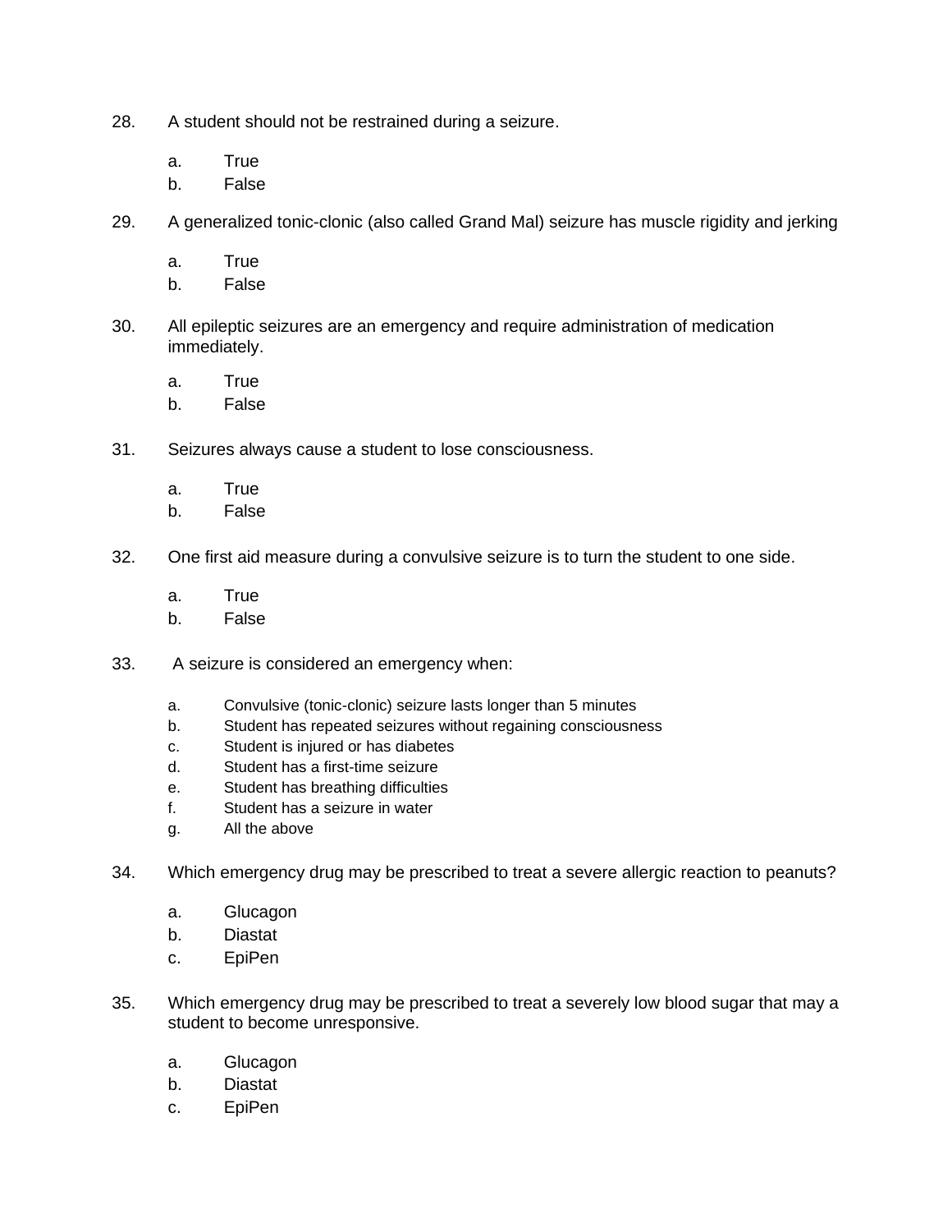28. A student should not be restrained during a seizure.

    a. True
    b. False

29. A generalized tonic-clonic (also called Grand Mal) seizure has muscle rigidity and jerking

    a. True
    b. False

30. All epileptic seizures are an emergency and require administration of medication immediately.

    a. True
    b. False

31. Seizures always cause a student to lose consciousness.

    a. True
    b. False

32. One first aid measure during a convulsive seizure is to turn the student to one side.

    a. True
    b. False

33. A seizure is considered an emergency when:

    a. Convulsive (tonic-clonic) seizure lasts longer than 5 minutes
    b. Student has repeated seizures without regaining consciousness
    c. Student is injured or has diabetes
    d. Student has a first-time seizure
    e. Student has breathing difficulties
    f. Student has a seizure in water
    g. All the above

34. Which emergency drug may be prescribed to treat a severe allergic reaction to peanuts?

    a. Glucagon
    b. Diastat
    c. EpiPen

35. Which emergency drug may be prescribed to treat a severely low blood sugar that may a student to become unresponsive.

    a. Glucagon
    b. Diastat
    c. EpiPen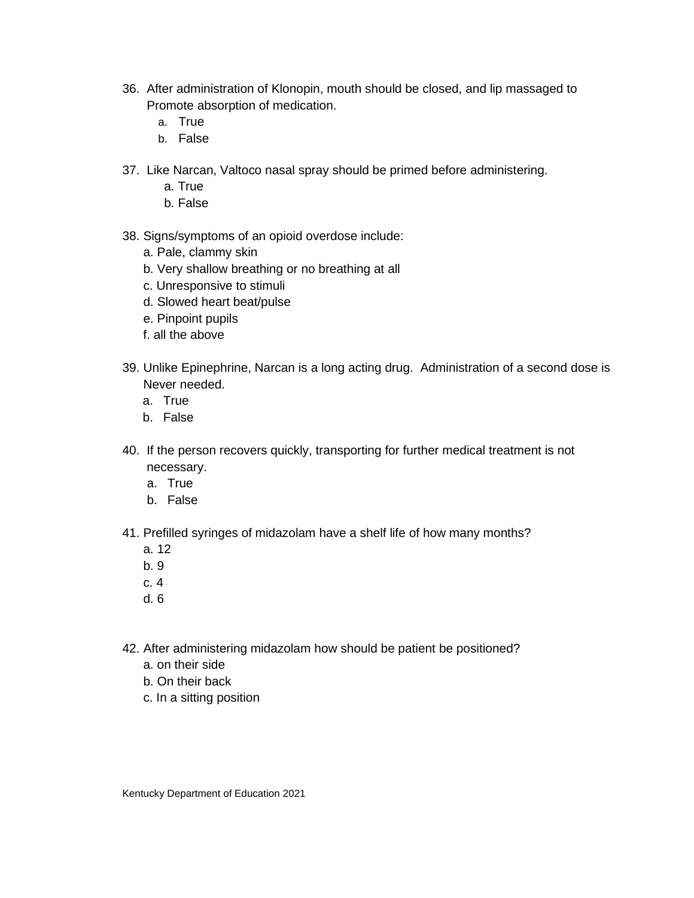36. After administration of Klonopin, mouth should be closed, and lip massaged to Promote absorption of medication.
    a. True
    b. False

37. Like Narcan, Valtoco nasal spray should be primed before administering.
    a. True
    b. False

38. Signs/symptoms of an opioid overdose include:
    a. Pale, clammy skin
    b. Very shallow breathing or no breathing at all
    c. Unresponsive to stimuli
    d. Slowed heart beat/pulse
    e. Pinpoint pupils
    f. all the above

39. Unlike Epinephrine, Narcan is a long acting drug. Administration of a second dose is Never needed.
    a. True
    b. False

40. If the person recovers quickly, transporting for further medical treatment is not necessary.
    a. True
    b. False

41. Prefilled syringes of midazolam have a shelf life of how many months?
    a. 12
    b. 9
    c. 4
    d. 6

42. After administering midazolam how should be patient be positioned?
    a. on their side
    b. On their back
    c. In a sitting position

Kentucky Department of Education 2021